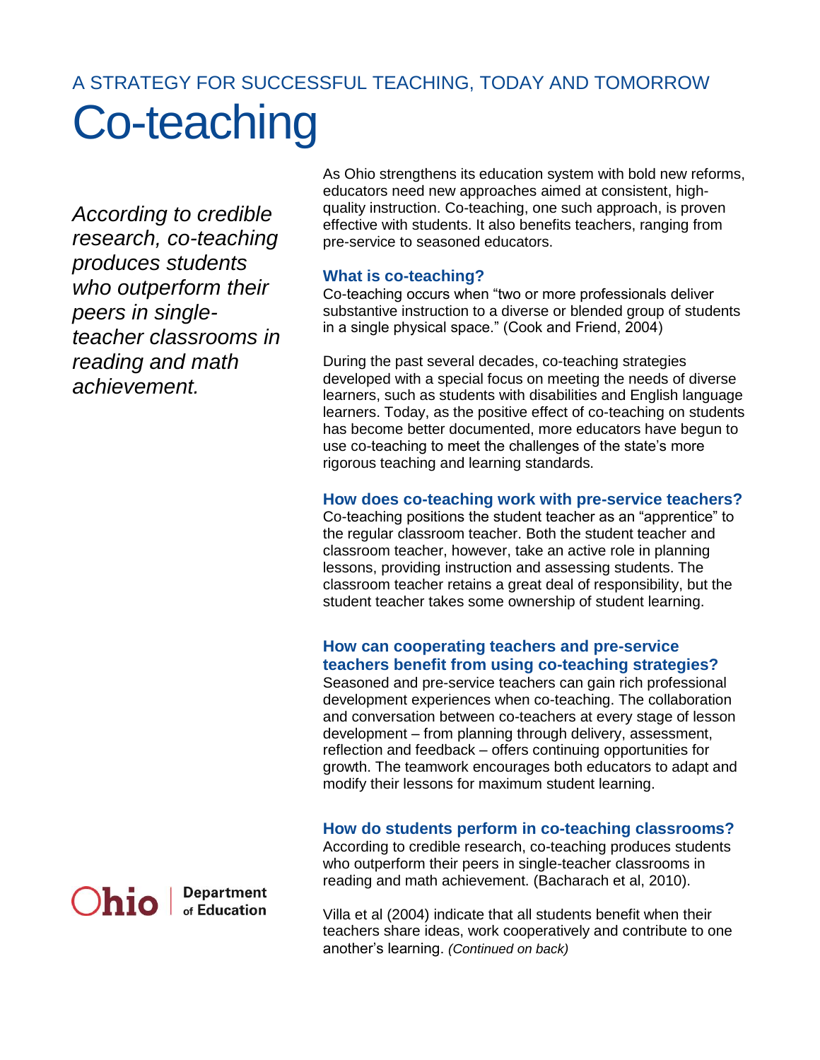A STRATEGY FOR SUCCESSFUL TEACHING, TODAY AND TOMORROW

# Co-teaching

*According to credible research, co-teaching produces students who outperform their peers in single-teacher classrooms in reading and math achievement.*

Ohio | Department of Education

As Ohio strengthens its education system with bold new reforms, educators need new approaches aimed at consistent, high-quality instruction. Co-teaching, one such approach, is proven effective with students. It also benefits teachers, ranging from pre-service to seasoned educators.

### What is co-teaching?

Co-teaching occurs when "two or more professionals deliver substantive instruction to a diverse or blended group of students in a single physical space." (Cook and Friend, 2004)

During the past several decades, co-teaching strategies developed with a special focus on meeting the needs of diverse learners, such as students with disabilities and English language learners. Today, as the positive effect of co-teaching on students has become better documented, more educators have begun to use co-teaching to meet the challenges of the state's more rigorous teaching and learning standards.

### How does co-teaching work with pre-service teachers?

Co-teaching positions the student teacher as an "apprentice" to the regular classroom teacher. Both the student teacher and classroom teacher, however, take an active role in planning lessons, providing instruction and assessing students. The classroom teacher retains a great deal of responsibility, but the student teacher takes some ownership of student learning.

### How can cooperating teachers and pre-service teachers benefit from using co-teaching strategies?

Seasoned and pre-service teachers can gain rich professional development experiences when co-teaching. The collaboration and conversation between co-teachers at every stage of lesson development – from planning through delivery, assessment, reflection and feedback – offers continuing opportunities for growth. The teamwork encourages both educators to adapt and modify their lessons for maximum student learning.

### How do students perform in co-teaching classrooms?

According to credible research, co-teaching produces students who outperform their peers in single-teacher classrooms in reading and math achievement. (Bacharach et al, 2010).

Villa et al (2004) indicate that all students benefit when their teachers share ideas, work cooperatively and contribute to one another's learning. *(Continued on back)*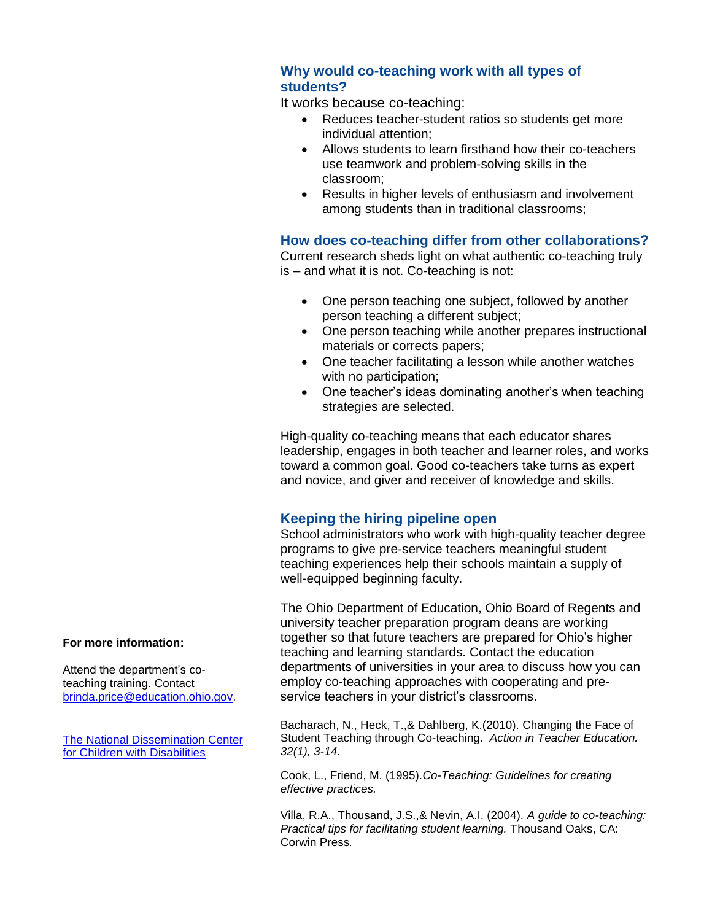## Why would co-teaching work with all types of students?

It works because co-teaching:

- Reduces teacher-student ratios so students get more individual attention;
- Allows students to learn firsthand how their co-teachers use teamwork and problem-solving skills in the classroom;
- Results in higher levels of enthusiasm and involvement among students than in traditional classrooms;

## How does co-teaching differ from other collaborations?

Current research sheds light on what authentic co-teaching truly is – and what it is not. Co-teaching is not:

- One person teaching one subject, followed by another person teaching a different subject;
- One person teaching while another prepares instructional materials or corrects papers;
- One teacher facilitating a lesson while another watches with no participation;
- One teacher's ideas dominating another's when teaching strategies are selected.

High-quality co-teaching means that each educator shares leadership, engages in both teacher and learner roles, and works toward a common goal. Good co-teachers take turns as expert and novice, and giver and receiver of knowledge and skills.

## Keeping the hiring pipeline open

School administrators who work with high-quality teacher degree programs to give pre-service teachers meaningful student teaching experiences help their schools maintain a supply of well-equipped beginning faculty.

The Ohio Department of Education, Ohio Board of Regents and university teacher preparation program deans are working together so that future teachers are prepared for Ohio's higher teaching and learning standards. Contact the education departments of universities in your area to discuss how you can employ co-teaching approaches with cooperating and pre-service teachers in your district's classrooms.

Bacharach, N., Heck, T.,& Dahlberg, K.(2010). Changing the Face of Student Teaching through Co-teaching. *Action in Teacher Education. 32(1), 3-14.*

Cook, L., Friend, M. (1995).*Co-Teaching: Guidelines for creating effective practices.*

Villa, R.A., Thousand, J.S.,& Nevin, A.I. (2004). *A guide to co-teaching: Practical tips for facilitating student learning.* Thousand Oaks, CA: Corwin Press.

**For more information:**

Attend the department's co-teaching training. Contact brinda.price@education.ohio.gov.

The National Dissemination Center for Children with Disabilities